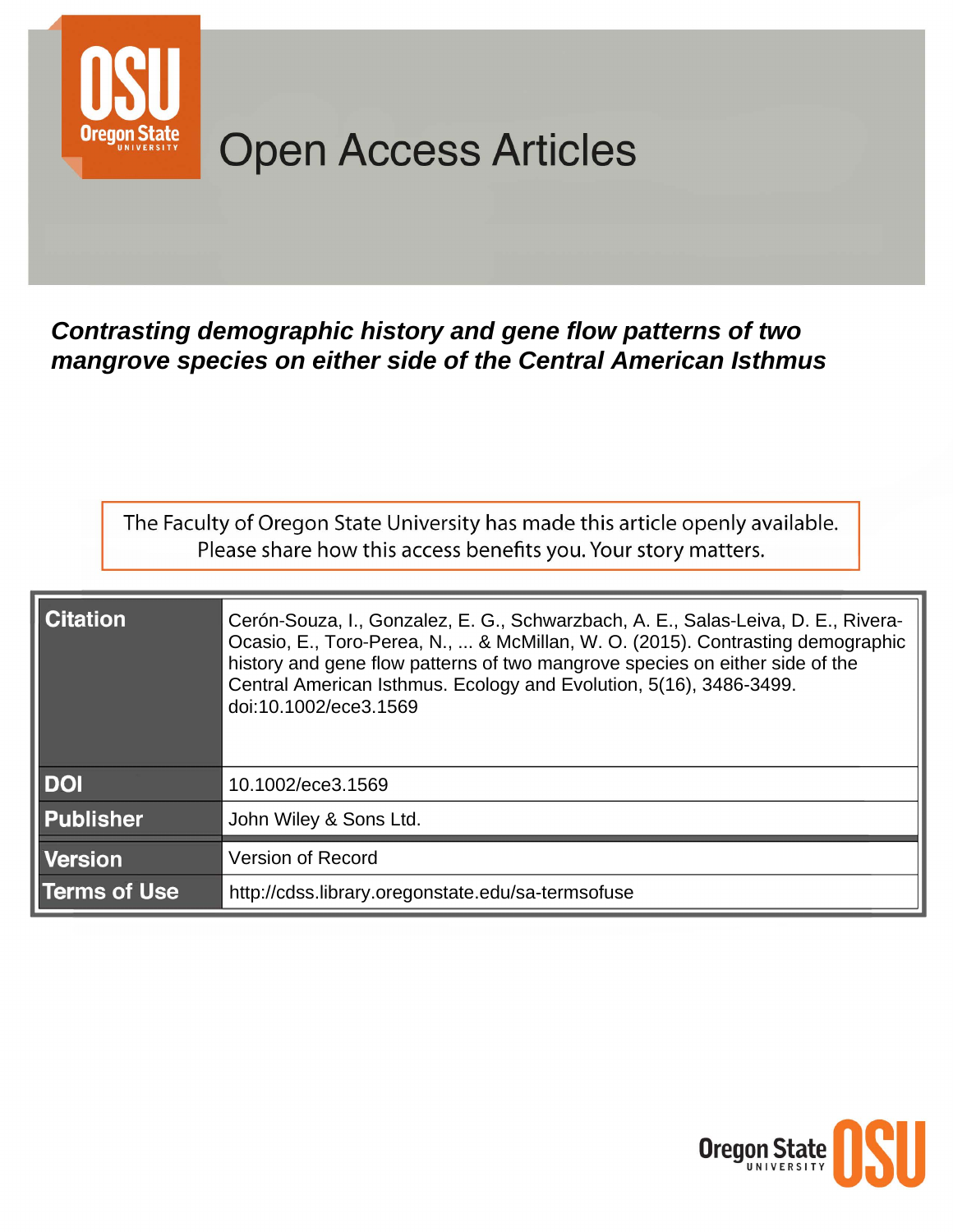Open Access Articles

***Contrasting demographic history and gene flow patterns of two mangrove species on either side of the Central American Isthmus***

The Faculty of Oregon State University has made this article openly available. Please share how this access benefits you. Your story matters.

| | |
|---|---|
| **Citation** | Cerón-Souza, I., Gonzalez, E. G., Schwarzbach, A. E., Salas-Leiva, D. E., Rivera-Ocasio, E., Toro-Perea, N., ... & McMillan, W. O. (2015). Contrasting demographic history and gene flow patterns of two mangrove species on either side of the Central American Isthmus. Ecology and Evolution, 5(16), 3486-3499. doi:10.1002/ece3.1569 |
| **DOI** | 10.1002/ece3.1569 |
| **Publisher** | John Wiley & Sons Ltd. |
| **Version** | Version of Record |
| **Terms of Use** | http://cdss.library.oregonstate.edu/sa-termsofuse |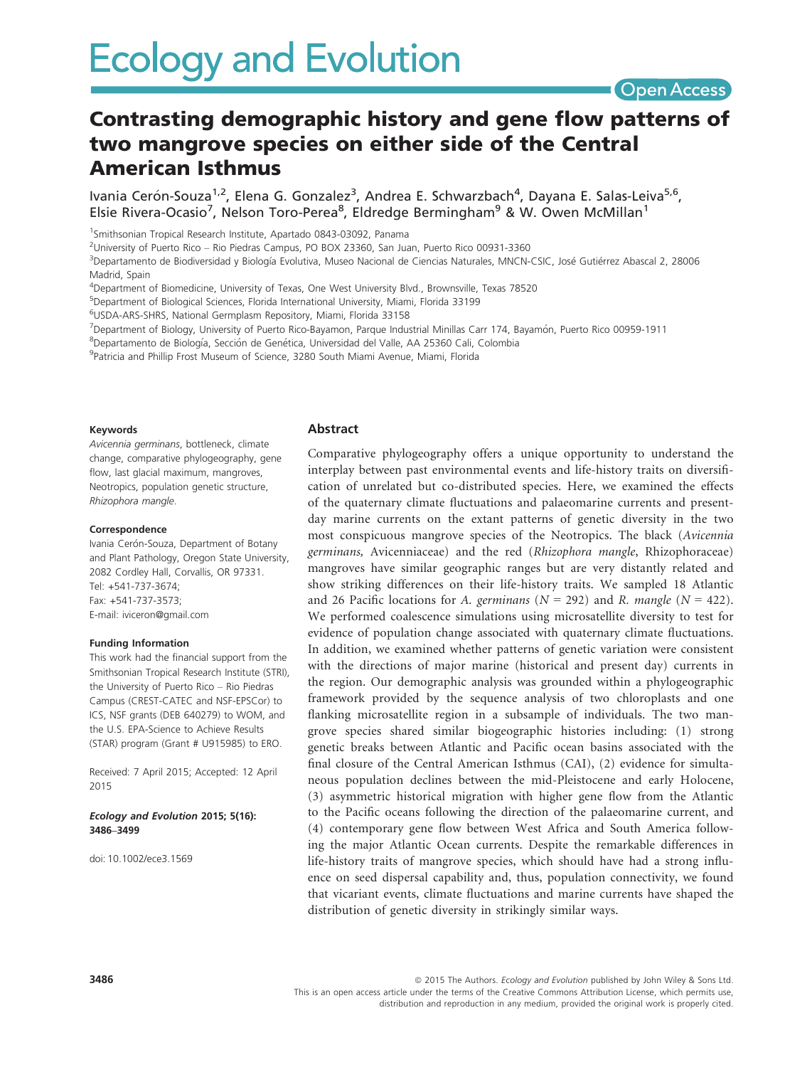# Contrasting demographic history and gene flow patterns of two mangrove species on either side of the Central American Isthmus

Ivania Cerón-Souza[1,2], Elena G. Gonzalez[3], Andrea E. Schwarzbach[4], Dayana E. Salas-Leiva[5,6], Elsie Rivera-Ocasio[7], Nelson Toro-Perea[8], Eldredge Bermingham[9] & W. Owen McMillan[1]

[1]Smithsonian Tropical Research Institute, Apartado 0843-03092, Panama

[2]University of Puerto Rico – Rio Piedras Campus, PO BOX 23360, San Juan, Puerto Rico 00931-3360

[3]Departamento de Biodiversidad y Biología Evolutiva, Museo Nacional de Ciencias Naturales, MNCN-CSIC, José Gutiérrez Abascal 2, 28006 Madrid, Spain

[4]Department of Biomedicine, University of Texas, One West University Blvd., Brownsville, Texas 78520

[5]Department of Biological Sciences, Florida International University, Miami, Florida 33199

[6]USDA-ARS-SHRS, National Germplasm Repository, Miami, Florida 33158

[7]Department of Biology, University of Puerto Rico-Bayamon, Parque Industrial Minillas Carr 174, Bayamón, Puerto Rico 00959-1911

[8]Departamento de Biología, Sección de Genética, Universidad del Valle, AA 25360 Cali, Colombia

[9]Patricia and Phillip Frost Museum of Science, 3280 South Miami Avenue, Miami, Florida

**Keywords**

*Avicennia germinans*, bottleneck, climate change, comparative phylogeography, gene flow, last glacial maximum, mangroves, Neotropics, population genetic structure, *Rhizophora mangle*.

**Correspondence**

Ivania Cerón-Souza, Department of Botany and Plant Pathology, Oregon State University, 2082 Cordley Hall, Corvallis, OR 97331.
Tel: +541-737-3674;
Fax: +541-737-3573;
E-mail: iviceron@gmail.com

**Funding Information**

This work had the financial support from the Smithsonian Tropical Research Institute (STRI), the University of Puerto Rico – Rio Piedras Campus (CREST-CATEC and NSF-EPSCor) to ICS, NSF grants (DEB 640279) to WOM, and the U.S. EPA-Science to Achieve Results (STAR) program (Grant # U915985) to ERO.

Received: 7 April 2015; Accepted: 12 April 2015

*Ecology and Evolution* 2015; 5(16): 3486–3499

doi: 10.1002/ece3.1569

## Abstract

Comparative phylogeography offers a unique opportunity to understand the interplay between past environmental events and life-history traits on diversification of unrelated but co-distributed species. Here, we examined the effects of the quaternary climate fluctuations and palaeomarine currents and present-day marine currents on the extant patterns of genetic diversity in the two most conspicuous mangrove species of the Neotropics. The black (*Avicennia germinans*, Avicenniaceae) and the red (*Rhizophora mangle*, Rhizophoraceae) mangroves have similar geographic ranges but are very distantly related and show striking differences on their life-history traits. We sampled 18 Atlantic and 26 Pacific locations for *A. germinans* ($N = 292$) and *R. mangle* ($N = 422$). We performed coalescence simulations using microsatellite diversity to test for evidence of population change associated with quaternary climate fluctuations. In addition, we examined whether patterns of genetic variation were consistent with the directions of major marine (historical and present day) currents in the region. Our demographic analysis was grounded within a phylogeographic framework provided by the sequence analysis of two chloroplasts and one flanking microsatellite region in a subsample of individuals. The two mangrove species shared similar biogeographic histories including: (1) strong genetic breaks between Atlantic and Pacific ocean basins associated with the final closure of the Central American Isthmus (CAI), (2) evidence for simultaneous population declines between the mid-Pleistocene and early Holocene, (3) asymmetric historical migration with higher gene flow from the Atlantic to the Pacific oceans following the direction of the palaeomarine current, and (4) contemporary gene flow between West Africa and South America following the major Atlantic Ocean currents. Despite the remarkable differences in life-history traits of mangrove species, which should have had a strong influence on seed dispersal capability and, thus, population connectivity, we found that vicariant events, climate fluctuations and marine currents have shaped the distribution of genetic diversity in strikingly similar ways.

© 2015 The Authors. *Ecology and Evolution* published by John Wiley & Sons Ltd.
This is an open access article under the terms of the Creative Commons Attribution License, which permits use, distribution and reproduction in any medium, provided the original work is properly cited.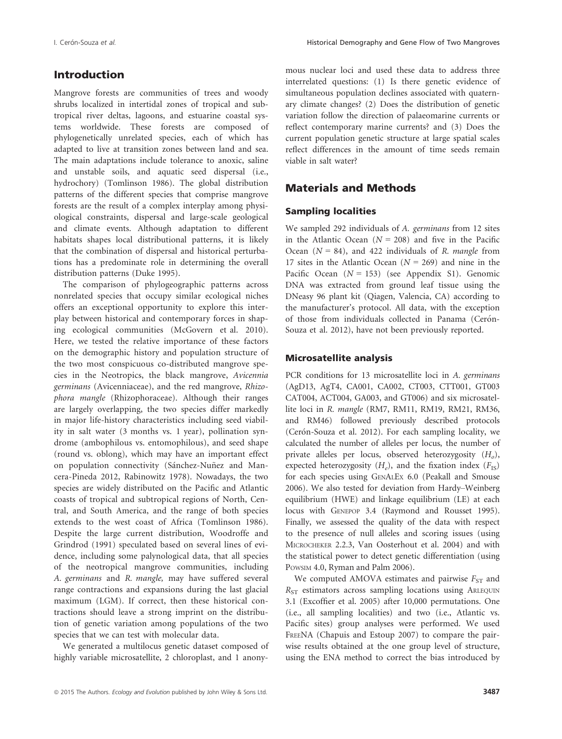## Introduction

Mangrove forests are communities of trees and woody shrubs localized in intertidal zones of tropical and subtropical river deltas, lagoons, and estuarine coastal systems worldwide. These forests are composed of phylogenetically unrelated species, each of which has adapted to live at transition zones between land and sea. The main adaptations include tolerance to anoxic, saline and unstable soils, and aquatic seed dispersal (i.e., hydrochory) (Tomlinson 1986). The global distribution patterns of the different species that comprise mangrove forests are the result of a complex interplay among physiological constraints, dispersal and large-scale geological and climate events. Although adaptation to different habitats shapes local distributional patterns, it is likely that the combination of dispersal and historical perturbations has a predominate role in determining the overall distribution patterns (Duke 1995).

The comparison of phylogeographic patterns across nonrelated species that occupy similar ecological niches offers an exceptional opportunity to explore this interplay between historical and contemporary forces in shaping ecological communities (McGovern et al. 2010). Here, we tested the relative importance of these factors on the demographic history and population structure of the two most conspicuous co-distributed mangrove species in the Neotropics, the black mangrove, *Avicennia germinans* (Avicenniaceae), and the red mangrove, *Rhizophora mangle* (Rhizophoraceae). Although their ranges are largely overlapping, the two species differ markedly in major life-history characteristics including seed viability in salt water (3 months vs. 1 year), pollination syndrome (ambophilous vs. entomophilous), and seed shape (round vs. oblong), which may have an important effect on population connectivity (Sánchez-Nuñez and Mancera-Pineda 2012, Rabinowitz 1978). Nowadays, the two species are widely distributed on the Pacific and Atlantic coasts of tropical and subtropical regions of North, Central, and South America, and the range of both species extends to the west coast of Africa (Tomlinson 1986). Despite the large current distribution, Woodroffe and Grindrod (1991) speculated based on several lines of evidence, including some palynological data, that all species of the neotropical mangrove communities, including *A. germinans* and *R. mangle,* may have suffered several range contractions and expansions during the last glacial maximum (LGM). If correct, then these historical contractions should leave a strong imprint on the distribution of genetic variation among populations of the two species that we can test with molecular data.

We generated a multilocus genetic dataset composed of highly variable microsatellite, 2 chloroplast, and 1 anonymous nuclear loci and used these data to address three interrelated questions: (1) Is there genetic evidence of simultaneous population declines associated with quaternary climate changes? (2) Does the distribution of genetic variation follow the direction of palaeomarine currents or reflect contemporary marine currents? and (3) Does the current population genetic structure at large spatial scales reflect differences in the amount of time seeds remain viable in salt water?

## Materials and Methods

### Sampling localities

We sampled 292 individuals of *A. germinans* from 12 sites in the Atlantic Ocean ($N = 208$) and five in the Pacific Ocean ($N = 84$), and 422 individuals of *R. mangle* from 17 sites in the Atlantic Ocean ($N = 269$) and nine in the Pacific Ocean ($N = 153$) (see Appendix S1). Genomic DNA was extracted from ground leaf tissue using the DNeasy 96 plant kit (Qiagen, Valencia, CA) according to the manufacturer's protocol. All data, with the exception of those from individuals collected in Panama (Cerón-Souza et al. 2012), have not been previously reported.

### Microsatellite analysis

PCR conditions for 13 microsatellite loci in *A. germinans* (AgD13, AgT4, CA001, CA002, CT003, CTT001, GT003 CAT004, ACT004, GA003, and GT006) and six microsatellite loci in *R. mangle* (RM7, RM11, RM19, RM21, RM36, and RM46) followed previously described protocols (Cerón-Souza et al. 2012). For each sampling locality, we calculated the number of alleles per locus, the number of private alleles per locus, observed heterozygosity ($H_o$), expected heterozygosity ($H_e$), and the fixation index ($F_{IS}$) for each species using GenAlEx 6.0 (Peakall and Smouse 2006). We also tested for deviation from Hardy–Weinberg equilibrium (HWE) and linkage equilibrium (LE) at each locus with Genepop 3.4 (Raymond and Rousset 1995). Finally, we assessed the quality of the data with respect to the presence of null alleles and scoring issues (using Microchecker 2.2.3, Van Oosterhout et al. 2004) and with the statistical power to detect genetic differentiation (using Powsim 4.0, Ryman and Palm 2006).

We computed AMOVA estimates and pairwise $F_{ST}$ and $R_{ST}$ estimators across sampling locations using Arlequin 3.1 (Excoffier et al. 2005) after 10,000 permutations. One (i.e., all sampling localities) and two (i.e., Atlantic vs. Pacific sites) group analyses were performed. We used FreeNA (Chapuis and Estoup 2007) to compare the pairwise results obtained at the one group level of structure, using the ENA method to correct the bias introduced by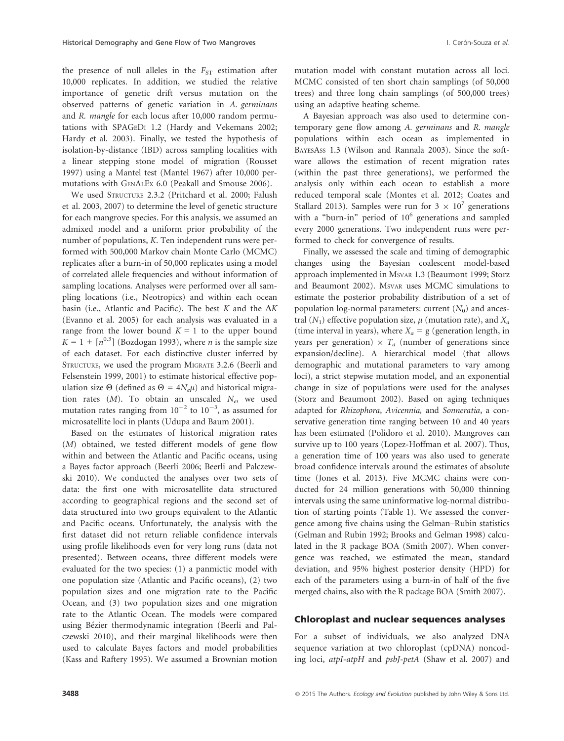the presence of null alleles in the $F_{ST}$ estimation after 10,000 replicates. In addition, we studied the relative importance of genetic drift versus mutation on the observed patterns of genetic variation in *A. germinans* and *R. mangle* for each locus after 10,000 random permutations with SPAGeDi 1.2 (Hardy and Vekemans 2002; Hardy et al. 2003). Finally, we tested the hypothesis of isolation-by-distance (IBD) across sampling localities with a linear stepping stone model of migration (Rousset 1997) using a Mantel test (Mantel 1967) after 10,000 permutations with GenAlEx 6.0 (Peakall and Smouse 2006).

We used Structure 2.3.2 (Pritchard et al. 2000; Falush et al. 2003, 2007) to determine the level of genetic structure for each mangrove species. For this analysis, we assumed an admixed model and a uniform prior probability of the number of populations, *K*. Ten independent runs were performed with 500,000 Markov chain Monte Carlo (MCMC) replicates after a burn-in of 50,000 replicates using a model of correlated allele frequencies and without information of sampling locations. Analyses were performed over all sampling locations (i.e., Neotropics) and within each ocean basin (i.e., Atlantic and Pacific). The best *K* and the $\Delta K$ (Evanno et al. 2005) for each analysis was evaluated in a range from the lower bound $K = 1$ to the upper bound $K = 1 + [n^{0.3}]$ (Bozdogan 1993), where *n* is the sample size of each dataset. For each distinctive cluster inferred by Structure, we used the program Migrate 3.2.6 (Beerli and Felsenstein 1999, 2001) to estimate historical effective population size $\Theta$ (defined as $\Theta = 4N_e\mu$) and historical migration rates (*M*). To obtain an unscaled $N_e$, we used mutation rates ranging from $10^{-2}$ to $10^{-3}$, as assumed for microsatellite loci in plants (Udupa and Baum 2001).

Based on the estimates of historical migration rates (*M*) obtained, we tested different models of gene flow within and between the Atlantic and Pacific oceans, using a Bayes factor approach (Beerli 2006; Beerli and Palczewski 2010). We conducted the analyses over two sets of data: the first one with microsatellite data structured according to geographical regions and the second set of data structured into two groups equivalent to the Atlantic and Pacific oceans. Unfortunately, the analysis with the first dataset did not return reliable confidence intervals using profile likelihoods even for very long runs (data not presented). Between oceans, three different models were evaluated for the two species: (1) a panmictic model with one population size (Atlantic and Pacific oceans), (2) two population sizes and one migration rate to the Pacific Ocean, and (3) two population sizes and one migration rate to the Atlantic Ocean. The models were compared using Bézier thermodynamic integration (Beerli and Palczewski 2010), and their marginal likelihoods were then used to calculate Bayes factors and model probabilities (Kass and Raftery 1995). We assumed a Brownian motion mutation model with constant mutation across all loci. MCMC consisted of ten short chain samplings (of 50,000 trees) and three long chain samplings (of 500,000 trees) using an adaptive heating scheme.

A Bayesian approach was also used to determine contemporary gene flow among *A. germinans* and *R. mangle* populations within each ocean as implemented in BayesAss 1.3 (Wilson and Rannala 2003). Since the software allows the estimation of recent migration rates (within the past three generations), we performed the analysis only within each ocean to establish a more reduced temporal scale (Montes et al. 2012; Coates and Stallard 2013). Samples were run for $3 \times 10^7$ generations with a "burn-in" period of $10^6$ generations and sampled every 2000 generations. Two independent runs were performed to check for convergence of results.

Finally, we assessed the scale and timing of demographic changes using the Bayesian coalescent model-based approach implemented in Msvar 1.3 (Beaumont 1999; Storz and Beaumont 2002). Msvar uses MCMC simulations to estimate the posterior probability distribution of a set of population log-normal parameters: current ($N_0$) and ancestral ($N_1$) effective population size, $\mu$ (mutation rate), and $X_a$ (time interval in years), where $X_a$ = g (generation length, in years per generation) $\times$ $T_a$ (number of generations since expansion/decline). A hierarchical model (that allows demographic and mutational parameters to vary among loci), a strict stepwise mutation model, and an exponential change in size of populations were used for the analyses (Storz and Beaumont 2002). Based on aging techniques adapted for *Rhizophora*, *Avicennia*, and *Sonneratia*, a conservative generation time ranging between 10 and 40 years has been estimated (Polidoro et al. 2010). Mangroves can survive up to 100 years (Lopez-Hoffman et al. 2007). Thus, a generation time of 100 years was also used to generate broad confidence intervals around the estimates of absolute time (Jones et al. 2013). Five MCMC chains were conducted for 24 million generations with 50,000 thinning intervals using the same uninformative log-normal distribution of starting points (Table 1). We assessed the convergence among five chains using the Gelman–Rubin statistics (Gelman and Rubin 1992; Brooks and Gelman 1998) calculated in the R package BOA (Smith 2007). When convergence was reached, we estimated the mean, standard deviation, and 95% highest posterior density (HPD) for each of the parameters using a burn-in of half of the five merged chains, also with the R package BOA (Smith 2007).

## Chloroplast and nuclear sequences analyses

For a subset of individuals, we also analyzed DNA sequence variation at two chloroplast (cpDNA) noncoding loci, *atpI-atpH* and *psbJ-petA* (Shaw et al. 2007) and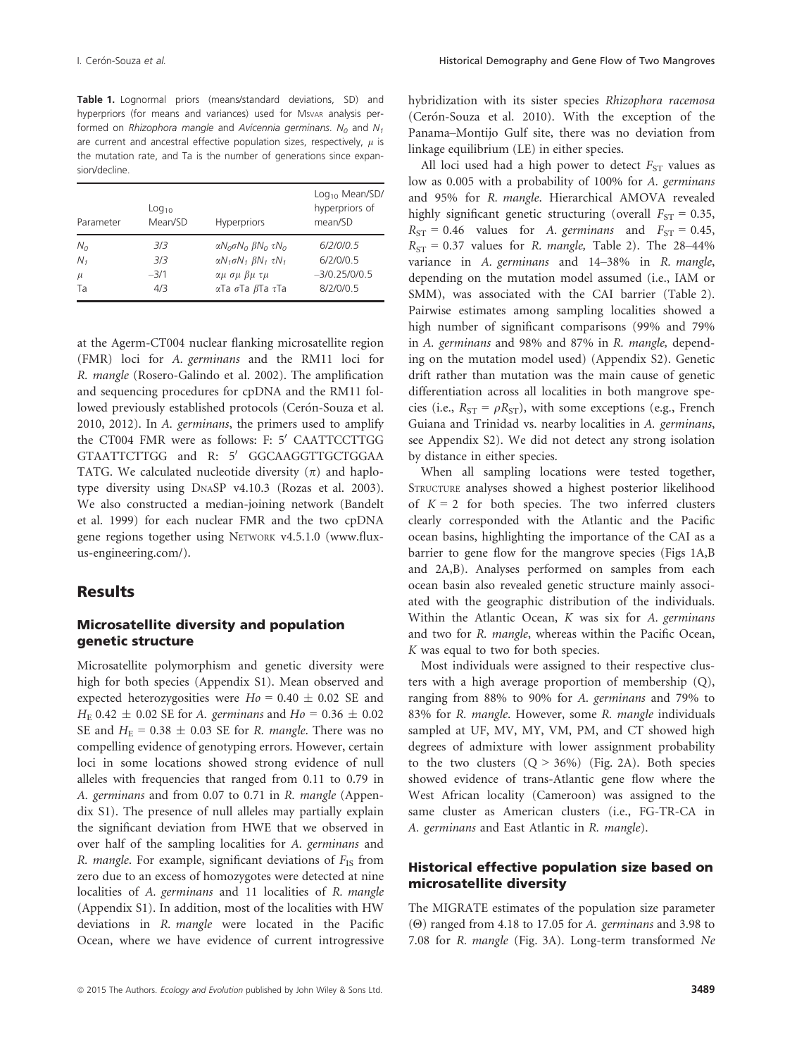**Table 1.** Lognormal priors (means/standard deviations, SD) and hyperpriors (for means and variances) used for MSVAR analysis performed on *Rhizophora mangle* and *Avicennia germinans*. $N_0$ and $N_1$ are current and ancestral effective population sizes, respectively, $\mu$ is the mutation rate, and Ta is the number of generations since expansion/decline.

| Parameter | Log$_{10}$ Mean/SD | Hyperpriors | Log$_{10}$ Mean/SD/ hyperpriors of mean/SD |
|---|---|---|---|
| $N_0$ | 3/3 | $\alpha N_0 \sigma N_0$ $\beta N_0$ $\tau N_0$ | 6/2/0/0.5 |
| $N_1$ | 3/3 | $\alpha N_1 \sigma N_1$ $\beta N_1$ $\tau N_1$ | 6/2/0/0.5 |
| $\mu$ | −3/1 | $\alpha\mu$ $\sigma\mu$ $\beta\mu$ $\tau\mu$ | −3/0.25/0/0.5 |
| Ta | 4/3 | $\alpha$Ta $\sigma$Ta $\beta$Ta $\tau$Ta | 8/2/0/0.5 |

at the Agerm-CT004 nuclear flanking microsatellite region (FMR) loci for *A. germinans* and the RM11 loci for *R. mangle* (Rosero-Galindo et al. 2002). The amplification and sequencing procedures for cpDNA and the RM11 followed previously established protocols (Cerón-Souza et al. 2010, 2012). In *A. germinans*, the primers used to amplify the CT004 FMR were as follows: F: 5′ CAATTCCTTGG GTAATTCTTGG and R: 5′ GGCAAGGTTGCTGGAA TATG. We calculated nucleotide diversity ($\pi$) and haplotype diversity using DNASP v4.10.3 (Rozas et al. 2003). We also constructed a median-joining network (Bandelt et al. 1999) for each nuclear FMR and the two cpDNA gene regions together using NETWORK v4.5.1.0 (www.fluxus-engineering.com/).

## Results

### Microsatellite diversity and population genetic structure

Microsatellite polymorphism and genetic diversity were high for both species (Appendix S1). Mean observed and expected heterozygosities were $Ho = 0.40 \pm 0.02$ SE and $H_E$ $0.42 \pm 0.02$ SE for *A. germinans* and $Ho = 0.36 \pm 0.02$ SE and $H_E = 0.38 \pm 0.03$ SE for *R. mangle*. There was no compelling evidence of genotyping errors. However, certain loci in some locations showed strong evidence of null alleles with frequencies that ranged from 0.11 to 0.79 in *A. germinans* and from 0.07 to 0.71 in *R. mangle* (Appendix S1). The presence of null alleles may partially explain the significant deviation from HWE that we observed in over half of the sampling localities for *A. germinans* and *R. mangle*. For example, significant deviations of $F_{IS}$ from zero due to an excess of homozygotes were detected at nine localities of *A. germinans* and 11 localities of *R. mangle* (Appendix S1). In addition, most of the localities with HW deviations in *R. mangle* were located in the Pacific Ocean, where we have evidence of current introgressive hybridization with its sister species *Rhizophora racemosa* (Cerón-Souza et al. 2010). With the exception of the Panama–Montijo Gulf site, there was no deviation from linkage equilibrium (LE) in either species.

All loci used had a high power to detect $F_{ST}$ values as low as 0.005 with a probability of 100% for *A. germinans* and 95% for *R. mangle*. Hierarchical AMOVA revealed highly significant genetic structuring (overall $F_{ST} = 0.35$, $R_{ST} = 0.46$ values for *A. germinans* and $F_{ST} = 0.45$, $R_{ST} = 0.37$ values for *R. mangle*, Table 2). The 28–44% variance in *A. germinans* and 14–38% in *R. mangle*, depending on the mutation model assumed (i.e., IAM or SMM), was associated with the CAI barrier (Table 2). Pairwise estimates among sampling localities showed a high number of significant comparisons (99% and 79% in *A. germinans* and 98% and 87% in *R. mangle*, depending on the mutation model used) (Appendix S2). Genetic drift rather than mutation was the main cause of genetic differentiation across all localities in both mangrove species (i.e., $R_{ST} = \rho R_{ST}$), with some exceptions (e.g., French Guiana and Trinidad vs. nearby localities in *A. germinans*, see Appendix S2). We did not detect any strong isolation by distance in either species.

When all sampling locations were tested together, STRUCTURE analyses showed a highest posterior likelihood of $K = 2$ for both species. The two inferred clusters clearly corresponded with the Atlantic and the Pacific ocean basins, highlighting the importance of the CAI as a barrier to gene flow for the mangrove species (Figs 1A,B and 2A,B). Analyses performed on samples from each ocean basin also revealed genetic structure mainly associated with the geographic distribution of the individuals. Within the Atlantic Ocean, $K$ was six for *A. germinans* and two for *R. mangle*, whereas within the Pacific Ocean, $K$ was equal to two for both species.

Most individuals were assigned to their respective clusters with a high average proportion of membership (Q), ranging from 88% to 90% for *A. germinans* and 79% to 83% for *R. mangle*. However, some *R. mangle* individuals sampled at UF, MV, MY, VM, PM, and CT showed high degrees of admixture with lower assignment probability to the two clusters ($Q > 36\%$) (Fig. 2A). Both species showed evidence of trans-Atlantic gene flow where the West African locality (Cameroon) was assigned to the same cluster as American clusters (i.e., FG-TR-CA in *A. germinans* and East Atlantic in *R. mangle*).

### Historical effective population size based on microsatellite diversity

The MIGRATE estimates of the population size parameter ($\Theta$) ranged from 4.18 to 17.05 for *A. germinans* and 3.98 to 7.08 for *R. mangle* (Fig. 3A). Long-term transformed *Ne*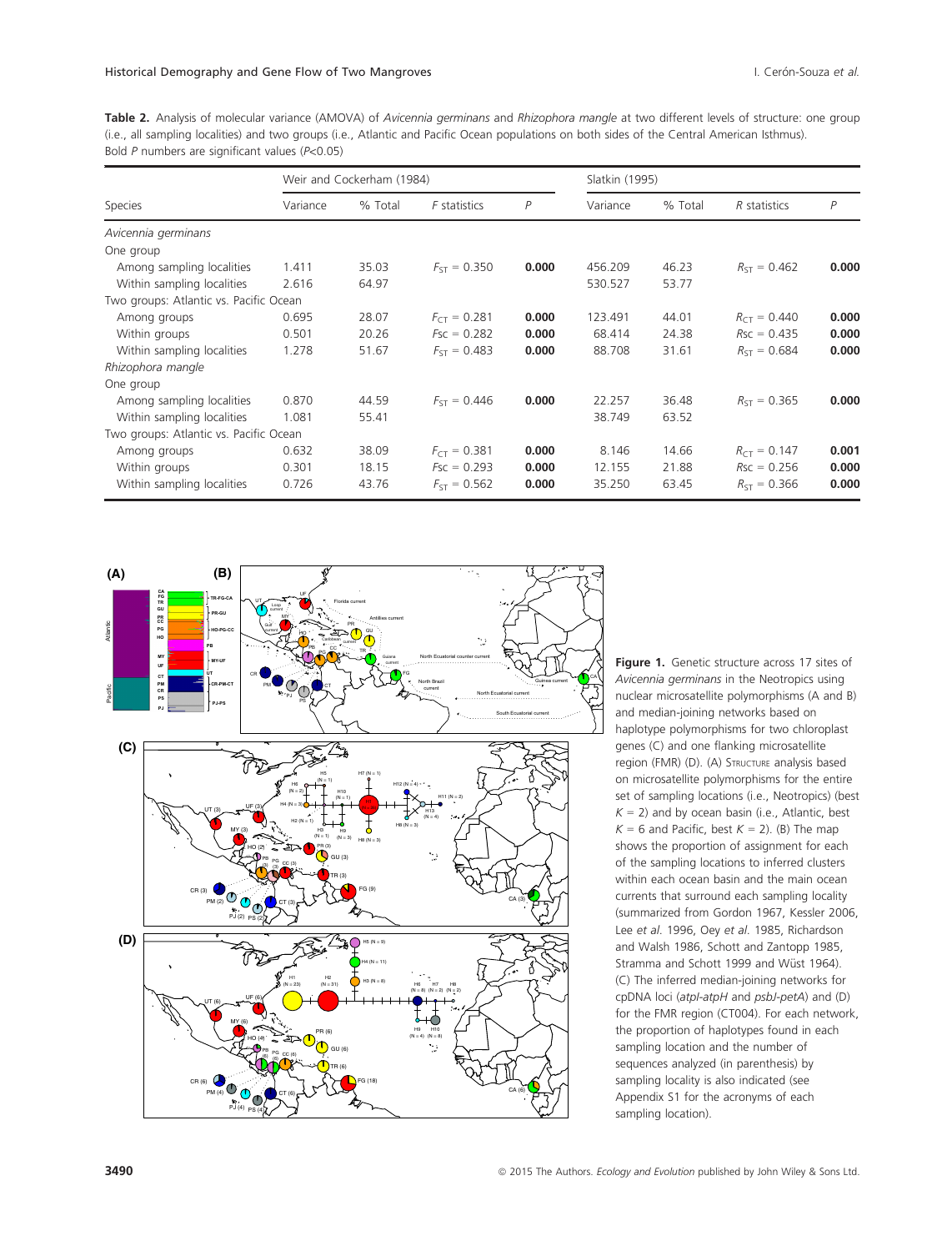**Table 2.** Analysis of molecular variance (AMOVA) of *Avicennia germinans* and *Rhizophora mangle* at two different levels of structure: one group (i.e., all sampling localities) and two groups (i.e., Atlantic and Pacific Ocean populations on both sides of the Central American Isthmus). Bold *P* numbers are significant values ($P$<0.05)

| Species | Weir and Cockerham (1984) | | | | Slatkin (1995) | | | |
|---|---|---|---|---|---|---|---|---|
| | Variance | % Total | *F* statistics | *P* | Variance | % Total | *R* statistics | *P* |
| *Avicennia germinans* | | | | | | | | |
| One group | | | | | | | | |
| Among sampling localities | 1.411 | 35.03 | $F_{ST}$ = 0.350 | **0.000** | 456.209 | 46.23 | $R_{ST}$ = 0.462 | **0.000** |
| Within sampling localities | 2.616 | 64.97 | | | 530.527 | 53.77 | | |
| Two groups: Atlantic vs. Pacific Ocean | | | | | | | | |
| Among groups | 0.695 | 28.07 | $F_{CT}$ = 0.281 | **0.000** | 123.491 | 44.01 | $R_{CT}$ = 0.440 | **0.000** |
| Within groups | 0.501 | 20.26 | $F_{SC}$ = 0.282 | **0.000** | 68.414 | 24.38 | $R_{SC}$ = 0.435 | **0.000** |
| Within sampling localities | 1.278 | 51.67 | $F_{ST}$ = 0.483 | **0.000** | 88.708 | 31.61 | $R_{ST}$ = 0.684 | **0.000** |
| *Rhizophora mangle* | | | | | | | | |
| One group | | | | | | | | |
| Among sampling localities | 0.870 | 44.59 | $F_{ST}$ = 0.446 | **0.000** | 22.257 | 36.48 | $R_{ST}$ = 0.365 | **0.000** |
| Within sampling localities | 1.081 | 55.41 | | | 38.749 | 63.52 | | |
| Two groups: Atlantic vs. Pacific Ocean | | | | | | | | |
| Among groups | 0.632 | 38.09 | $F_{CT}$ = 0.381 | **0.000** | 8.146 | 14.66 | $R_{CT}$ = 0.147 | **0.001** |
| Within groups | 0.301 | 18.15 | $F_{SC}$ = 0.293 | **0.000** | 12.155 | 21.88 | $R_{SC}$ = 0.256 | **0.000** |
| Within sampling localities | 0.726 | 43.76 | $F_{ST}$ = 0.562 | **0.000** | 35.250 | 63.45 | $R_{ST}$ = 0.366 | **0.000** |

**Figure 1.** Genetic structure across 17 sites of *Avicennia germinans* in the Neotropics using nuclear microsatellite polymorphisms (A and B) and median-joining networks based on haplotype polymorphisms for two chloroplast genes (C) and one flanking microsatellite region (FMR) (D). (A) STRUCTURE analysis based on microsatellite polymorphisms for the entire set of sampling locations (i.e., Neotropics) (best $K$ = 2) and by ocean basin (i.e., Atlantic, best $K$ = 6 and Pacific, best $K$ = 2). (B) The map shows the proportion of assignment for each of the sampling locations to inferred clusters within each ocean basin and the main ocean currents that surround each sampling locality (summarized from Gordon 1967, Kessler 2006, Lee *et al.* 1996, Oey *et al.* 1985, Richardson and Walsh 1986, Schott and Zantopp 1985, Stramma and Schott 1999 and Wüst 1964). (C) The inferred median-joining networks for cpDNA loci (*atpI-atpH* and *psbJ-petA*) and (D) for the FMR region (CT004). For each network, the proportion of haplotypes found in each sampling location and the number of sequences analyzed (in parenthesis) by sampling locality is also indicated (see Appendix S1 for the acronyms of each sampling location).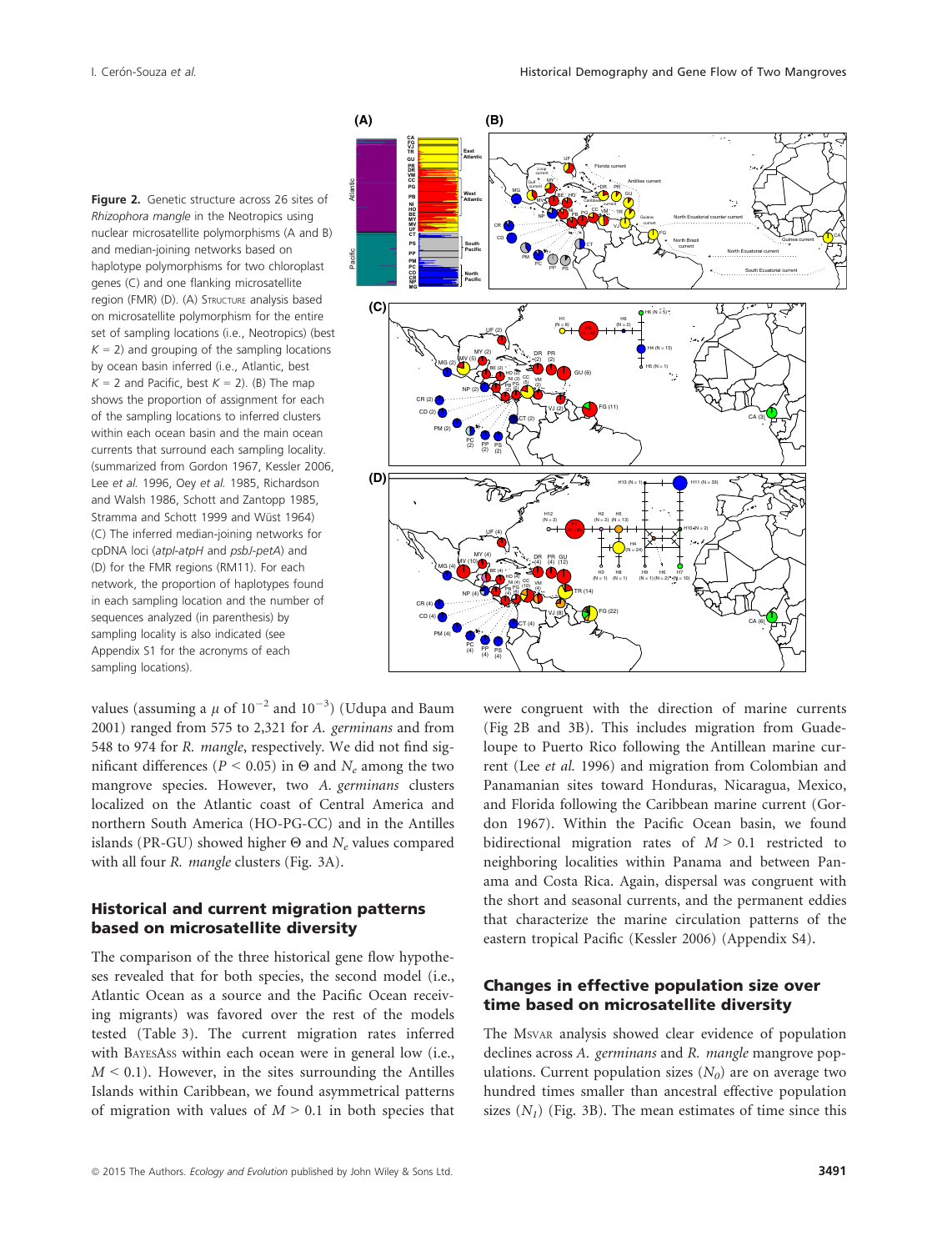Figure 2. Genetic structure across 26 sites of *Rhizophora mangle* in the Neotropics using nuclear microsatellite polymorphisms (A and B) and median-joining networks based on haplotype polymorphisms for two chloroplast genes (C) and one flanking microsatellite region (FMR) (D). (A) STRUCTURE analysis based on microsatellite polymorphism for the entire set of sampling locations (i.e., Neotropics) (best $K = 2$) and grouping of the sampling locations by ocean basin inferred (i.e., Atlantic, best $K = 2$ and Pacific, best $K = 2$). (B) The map shows the proportion of assignment for each of the sampling locations to inferred clusters within each ocean basin and the main ocean currents that surround each sampling locality. (summarized from Gordon 1967, Kessler 2006, Lee *et al.* 1996, Oey *et al.* 1985, Richardson and Walsh 1986, Schott and Zantopp 1985, Stramma and Schott 1999 and Wüst 1964) (C) The inferred median-joining networks for cpDNA loci (*atpI-atpH* and *psbJ-petA*) and (D) for the FMR regions (RM11). For each network, the proportion of haplotypes found in each sampling location and the number of sequences analyzed (in parenthesis) by sampling locality is also indicated (see Appendix S1 for the acronyms of each sampling locations).

values (assuming a $\mu$ of $10^{-2}$ and $10^{-3}$) (Udupa and Baum 2001) ranged from 575 to 2,321 for *A. germinans* and from 548 to 974 for *R. mangle*, respectively. We did not find significant differences ($P < 0.05$) in $\Theta$ and $N_e$ among the two mangrove species. However, two *A. germinans* clusters localized on the Atlantic coast of Central America and northern South America (HO-PG-CC) and in the Antilles islands (PR-GU) showed higher $\Theta$ and $N_e$ values compared with all four *R. mangle* clusters (Fig. 3A).

## Historical and current migration patterns based on microsatellite diversity

The comparison of the three historical gene flow hypotheses revealed that for both species, the second model (i.e., Atlantic Ocean as a source and the Pacific Ocean receiving migrants) was favored over the rest of the models tested (Table 3). The current migration rates inferred with BAYESASS within each ocean were in general low (i.e., $M < 0.1$). However, in the sites surrounding the Antilles Islands within Caribbean, we found asymmetrical patterns of migration with values of $M > 0.1$ in both species that were congruent with the direction of marine currents (Fig 2B and 3B). This includes migration from Guadeloupe to Puerto Rico following the Antillean marine current (Lee *et al.* 1996) and migration from Colombian and Panamanian sites toward Honduras, Nicaragua, Mexico, and Florida following the Caribbean marine current (Gordon 1967). Within the Pacific Ocean basin, we found bidirectional migration rates of $M > 0.1$ restricted to neighboring localities within Panama and between Panama and Costa Rica. Again, dispersal was congruent with the short and seasonal currents, and the permanent eddies that characterize the marine circulation patterns of the eastern tropical Pacific (Kessler 2006) (Appendix S4).

## Changes in effective population size over time based on microsatellite diversity

The MSVAR analysis showed clear evidence of population declines across *A. germinans* and *R. mangle* mangrove populations. Current population sizes ($N_0$) are on average two hundred times smaller than ancestral effective population sizes ($N_1$) (Fig. 3B). The mean estimates of time since this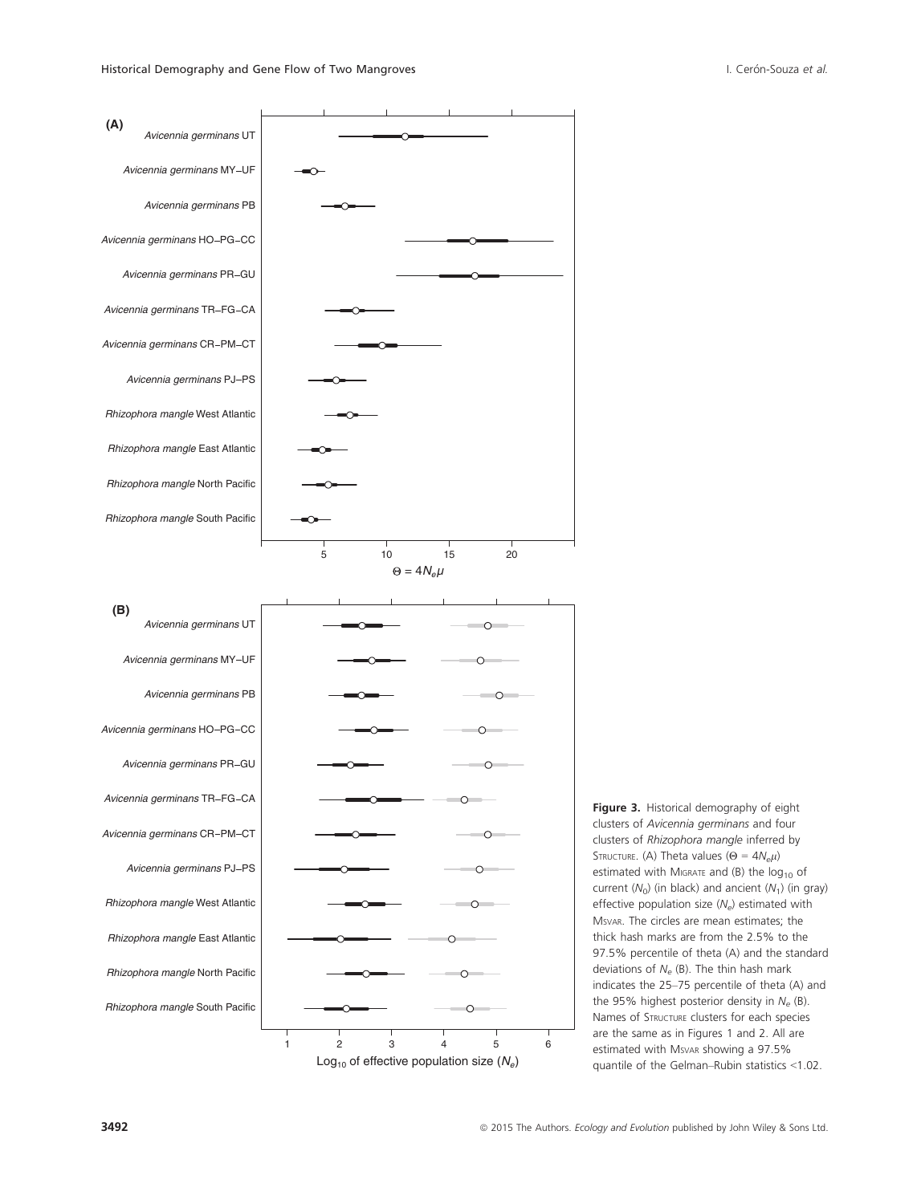**Figure 3.** Historical demography of eight clusters of *Avicennia germinans* and four clusters of *Rhizophora mangle* inferred by STRUCTURE. (A) Theta values ($\Theta = 4N_e\mu$) estimated with MIGRATE and (B) the $\log_{10}$ of current ($N_0$) (in black) and ancient ($N_1$) (in gray) effective population size ($N_e$) estimated with MSVAR. The circles are mean estimates; the thick hash marks are from the 2.5% to the 97.5% percentile of theta (A) and the standard deviations of $N_e$ (B). The thin hash mark indicates the 25–75 percentile of theta (A) and the 95% highest posterior density in $N_e$ (B). Names of STRUCTURE clusters for each species are the same as in Figures 1 and 2. All are estimated with MSVAR showing a 97.5% quantile of the Gelman–Rubin statistics <1.02.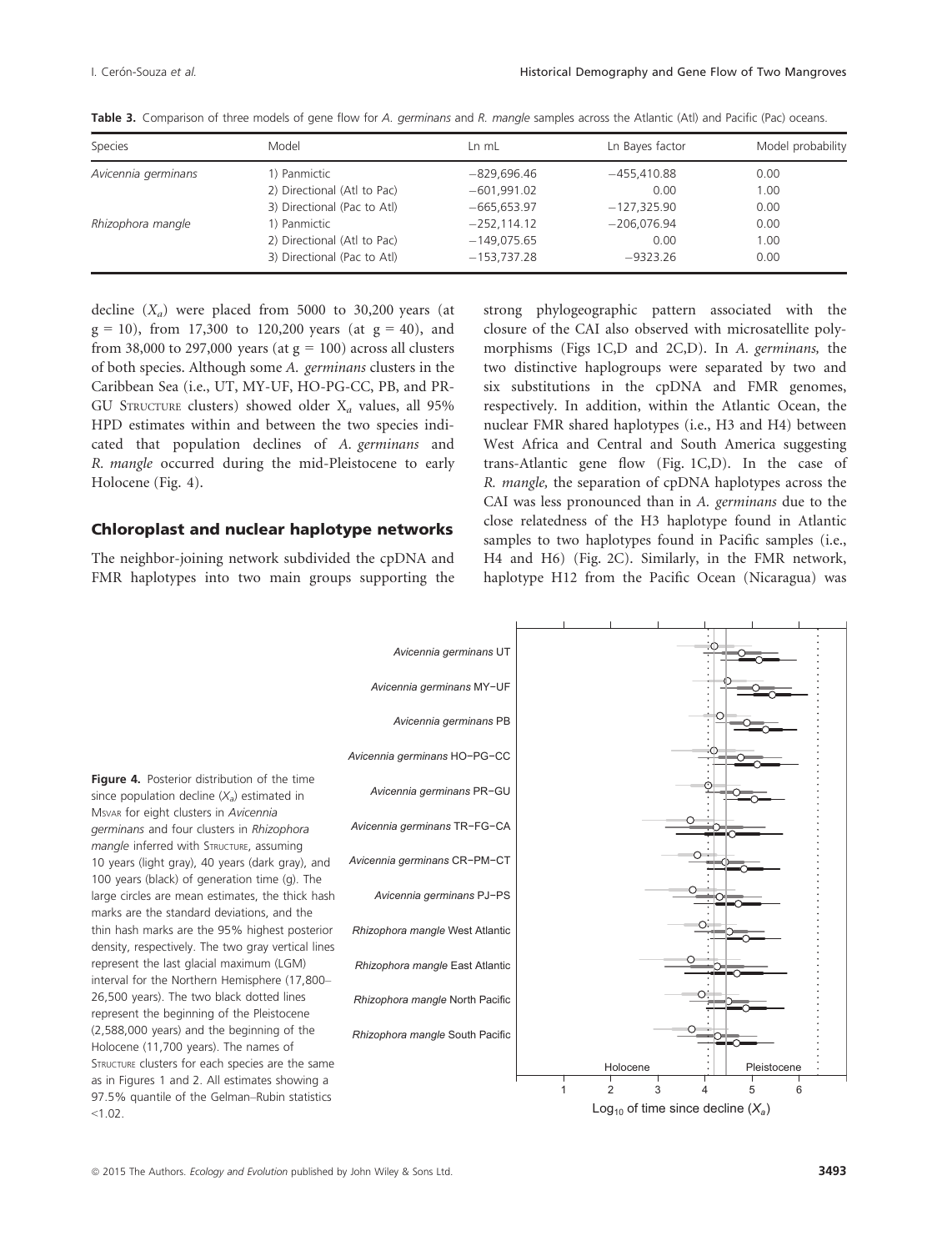**Table 3.** Comparison of three models of gene flow for *A. germinans* and *R. mangle* samples across the Atlantic (Atl) and Pacific (Pac) oceans.

| Species | Model | Ln mL | Ln Bayes factor | Model probability |
|---|---|---|---|---|
| *Avicennia germinans* | 1) Panmictic | −829,696.46 | −455,410.88 | 0.00 |
| | 2) Directional (Atl to Pac) | −601,991.02 | 0.00 | 1.00 |
| | 3) Directional (Pac to Atl) | −665,653.97 | −127,325.90 | 0.00 |
| *Rhizophora mangle* | 1) Panmictic | −252,114.12 | −206,076.94 | 0.00 |
| | 2) Directional (Atl to Pac) | −149,075.65 | 0.00 | 1.00 |
| | 3) Directional (Pac to Atl) | −153,737.28 | −9323.26 | 0.00 |

decline ($X_a$) were placed from 5000 to 30,200 years (at $g = 10$), from 17,300 to 120,200 years (at $g = 40$), and from 38,000 to 297,000 years (at $g = 100$) across all clusters of both species. Although some *A. germinans* clusters in the Caribbean Sea (i.e., UT, MY-UF, HO-PG-CC, PB, and PR-GU STRUCTURE clusters) showed older $X_a$ values, all 95% HPD estimates within and between the two species indicated that population declines of *A. germinans* and *R. mangle* occurred during the mid-Pleistocene to early Holocene (Fig. 4).

## Chloroplast and nuclear haplotype networks

The neighbor-joining network subdivided the cpDNA and FMR haplotypes into two main groups supporting the strong phylogeographic pattern associated with the closure of the CAI also observed with microsatellite polymorphisms (Figs 1C,D and 2C,D). In *A. germinans,* the two distinctive haplogroups were separated by two and six substitutions in the cpDNA and FMR genomes, respectively. In addition, within the Atlantic Ocean, the nuclear FMR shared haplotypes (i.e., H3 and H4) between West Africa and Central and South America suggesting trans-Atlantic gene flow (Fig. 1C,D). In the case of *R. mangle,* the separation of cpDNA haplotypes across the CAI was less pronounced than in *A. germinans* due to the close relatedness of the H3 haplotype found in Atlantic samples to two haplotypes found in Pacific samples (i.e., H4 and H6) (Fig. 2C). Similarly, in the FMR network, haplotype H12 from the Pacific Ocean (Nicaragua) was

**Figure 4.** Posterior distribution of the time since population decline ($X_a$) estimated in MSVAR for eight clusters in *Avicennia germinans* and four clusters in *Rhizophora mangle* inferred with STRUCTURE, assuming 10 years (light gray), 40 years (dark gray), and 100 years (black) of generation time (g). The large circles are mean estimates, the thick hash marks are the standard deviations, and the thin hash marks are the 95% highest posterior density, respectively. The two gray vertical lines represent the last glacial maximum (LGM) interval for the Northern Hemisphere (17,800–26,500 years). The two black dotted lines represent the beginning of the Pleistocene (2,588,000 years) and the beginning of the Holocene (11,700 years). The names of STRUCTURE clusters for each species are the same as in Figures 1 and 2. All estimates showing a 97.5% quantile of the Gelman–Rubin statistics <1.02.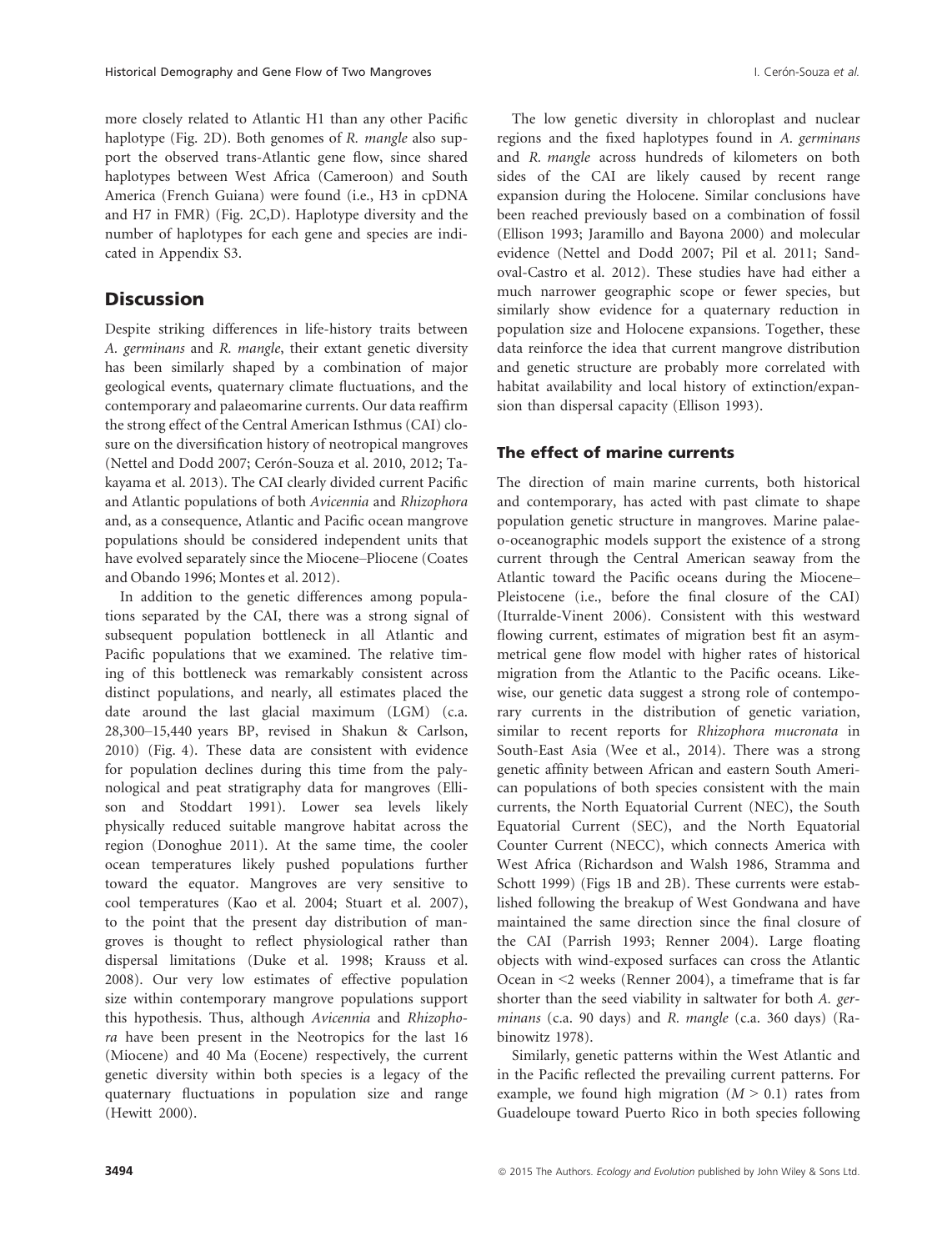more closely related to Atlantic H1 than any other Pacific haplotype (Fig. 2D). Both genomes of *R. mangle* also support the observed trans-Atlantic gene flow, since shared haplotypes between West Africa (Cameroon) and South America (French Guiana) were found (i.e., H3 in cpDNA and H7 in FMR) (Fig. 2C,D). Haplotype diversity and the number of haplotypes for each gene and species are indicated in Appendix S3.

## Discussion

Despite striking differences in life-history traits between *A. germinans* and *R. mangle*, their extant genetic diversity has been similarly shaped by a combination of major geological events, quaternary climate fluctuations, and the contemporary and palaeomarine currents. Our data reaffirm the strong effect of the Central American Isthmus (CAI) closure on the diversification history of neotropical mangroves (Nettel and Dodd 2007; Cerón-Souza et al. 2010, 2012; Takayama et al. 2013). The CAI clearly divided current Pacific and Atlantic populations of both *Avicennia* and *Rhizophora* and, as a consequence, Atlantic and Pacific ocean mangrove populations should be considered independent units that have evolved separately since the Miocene–Pliocene (Coates and Obando 1996; Montes et al. 2012).

In addition to the genetic differences among populations separated by the CAI, there was a strong signal of subsequent population bottleneck in all Atlantic and Pacific populations that we examined. The relative timing of this bottleneck was remarkably consistent across distinct populations, and nearly, all estimates placed the date around the last glacial maximum (LGM) (c.a. 28,300–15,440 years BP, revised in Shakun & Carlson, 2010) (Fig. 4). These data are consistent with evidence for population declines during this time from the palynological and peat stratigraphy data for mangroves (Ellison and Stoddart 1991). Lower sea levels likely physically reduced suitable mangrove habitat across the region (Donoghue 2011). At the same time, the cooler ocean temperatures likely pushed populations further toward the equator. Mangroves are very sensitive to cool temperatures (Kao et al. 2004; Stuart et al. 2007), to the point that the present day distribution of mangroves is thought to reflect physiological rather than dispersal limitations (Duke et al. 1998; Krauss et al. 2008). Our very low estimates of effective population size within contemporary mangrove populations support this hypothesis. Thus, although *Avicennia* and *Rhizophora* have been present in the Neotropics for the last 16 (Miocene) and 40 Ma (Eocene) respectively, the current genetic diversity within both species is a legacy of the quaternary fluctuations in population size and range (Hewitt 2000).

The low genetic diversity in chloroplast and nuclear regions and the fixed haplotypes found in *A. germinans* and *R. mangle* across hundreds of kilometers on both sides of the CAI are likely caused by recent range expansion during the Holocene. Similar conclusions have been reached previously based on a combination of fossil (Ellison 1993; Jaramillo and Bayona 2000) and molecular evidence (Nettel and Dodd 2007; Pil et al. 2011; Sandoval-Castro et al. 2012). These studies have had either a much narrower geographic scope or fewer species, but similarly show evidence for a quaternary reduction in population size and Holocene expansions. Together, these data reinforce the idea that current mangrove distribution and genetic structure are probably more correlated with habitat availability and local history of extinction/expansion than dispersal capacity (Ellison 1993).

### The effect of marine currents

The direction of main marine currents, both historical and contemporary, has acted with past climate to shape population genetic structure in mangroves. Marine palaeo-oceanographic models support the existence of a strong current through the Central American seaway from the Atlantic toward the Pacific oceans during the Miocene–Pleistocene (i.e., before the final closure of the CAI) (Iturralde-Vinent 2006). Consistent with this westward flowing current, estimates of migration best fit an asymmetrical gene flow model with higher rates of historical migration from the Atlantic to the Pacific oceans. Likewise, our genetic data suggest a strong role of contemporary currents in the distribution of genetic variation, similar to recent reports for *Rhizophora mucronata* in South-East Asia (Wee et al., 2014). There was a strong genetic affinity between African and eastern South American populations of both species consistent with the main currents, the North Equatorial Current (NEC), the South Equatorial Current (SEC), and the North Equatorial Counter Current (NECC), which connects America with West Africa (Richardson and Walsh 1986, Stramma and Schott 1999) (Figs 1B and 2B). These currents were established following the breakup of West Gondwana and have maintained the same direction since the final closure of the CAI (Parrish 1993; Renner 2004). Large floating objects with wind-exposed surfaces can cross the Atlantic Ocean in <2 weeks (Renner 2004), a timeframe that is far shorter than the seed viability in saltwater for both *A. germinans* (c.a. 90 days) and *R. mangle* (c.a. 360 days) (Rabinowitz 1978).

Similarly, genetic patterns within the West Atlantic and in the Pacific reflected the prevailing current patterns. For example, we found high migration ($M > 0.1$) rates from Guadeloupe toward Puerto Rico in both species following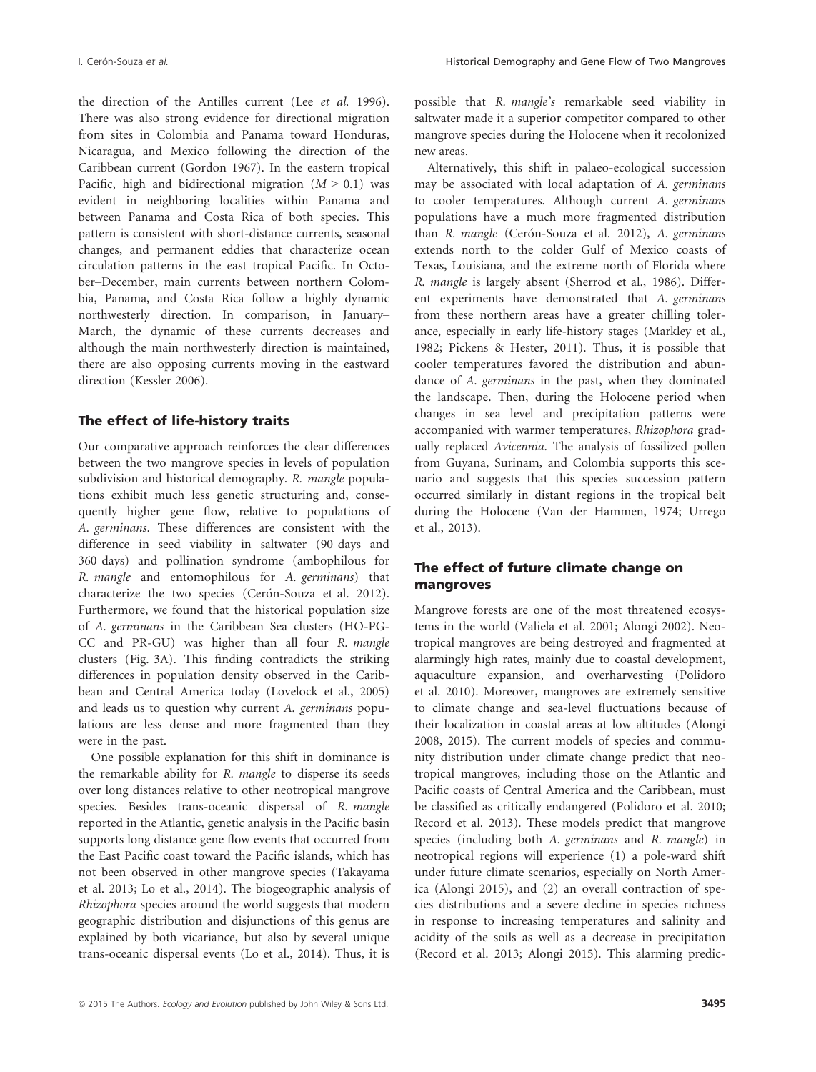the direction of the Antilles current (Lee *et al.* 1996). There was also strong evidence for directional migration from sites in Colombia and Panama toward Honduras, Nicaragua, and Mexico following the direction of the Caribbean current (Gordon 1967). In the eastern tropical Pacific, high and bidirectional migration ($M > 0.1$) was evident in neighboring localities within Panama and between Panama and Costa Rica of both species. This pattern is consistent with short-distance currents, seasonal changes, and permanent eddies that characterize ocean circulation patterns in the east tropical Pacific. In October–December, main currents between northern Colombia, Panama, and Costa Rica follow a highly dynamic northwesterly direction. In comparison, in January–March, the dynamic of these currents decreases and although the main northwesterly direction is maintained, there are also opposing currents moving in the eastward direction (Kessler 2006).

## The effect of life-history traits

Our comparative approach reinforces the clear differences between the two mangrove species in levels of population subdivision and historical demography. *R. mangle* populations exhibit much less genetic structuring and, consequently higher gene flow, relative to populations of *A. germinans*. These differences are consistent with the difference in seed viability in saltwater (90 days and 360 days) and pollination syndrome (ambophilous for *R. mangle* and entomophilous for *A. germinans*) that characterize the two species (Cerón-Souza et al. 2012). Furthermore, we found that the historical population size of *A. germinans* in the Caribbean Sea clusters (HO-PG-CC and PR-GU) was higher than all four *R. mangle* clusters (Fig. 3A). This finding contradicts the striking differences in population density observed in the Caribbean and Central America today (Lovelock et al., 2005) and leads us to question why current *A. germinans* populations are less dense and more fragmented than they were in the past.

One possible explanation for this shift in dominance is the remarkable ability for *R. mangle* to disperse its seeds over long distances relative to other neotropical mangrove species. Besides trans-oceanic dispersal of *R. mangle* reported in the Atlantic, genetic analysis in the Pacific basin supports long distance gene flow events that occurred from the East Pacific coast toward the Pacific islands, which has not been observed in other mangrove species (Takayama et al. 2013; Lo et al., 2014). The biogeographic analysis of *Rhizophora* species around the world suggests that modern geographic distribution and disjunctions of this genus are explained by both vicariance, but also by several unique trans-oceanic dispersal events (Lo et al., 2014). Thus, it is possible that *R. mangle's* remarkable seed viability in saltwater made it a superior competitor compared to other mangrove species during the Holocene when it recolonized new areas.

Alternatively, this shift in palaeo-ecological succession may be associated with local adaptation of *A. germinans* to cooler temperatures. Although current *A. germinans* populations have a much more fragmented distribution than *R. mangle* (Cerón-Souza et al. 2012), *A. germinans* extends north to the colder Gulf of Mexico coasts of Texas, Louisiana, and the extreme north of Florida where *R. mangle* is largely absent (Sherrod et al., 1986). Different experiments have demonstrated that *A. germinans* from these northern areas have a greater chilling tolerance, especially in early life-history stages (Markley et al., 1982; Pickens & Hester, 2011). Thus, it is possible that cooler temperatures favored the distribution and abundance of *A. germinans* in the past, when they dominated the landscape. Then, during the Holocene period when changes in sea level and precipitation patterns were accompanied with warmer temperatures, *Rhizophora* gradually replaced *Avicennia*. The analysis of fossilized pollen from Guyana, Surinam, and Colombia supports this scenario and suggests that this species succession pattern occurred similarly in distant regions in the tropical belt during the Holocene (Van der Hammen, 1974; Urrego et al., 2013).

## The effect of future climate change on mangroves

Mangrove forests are one of the most threatened ecosystems in the world (Valiela et al. 2001; Alongi 2002). Neotropical mangroves are being destroyed and fragmented at alarmingly high rates, mainly due to coastal development, aquaculture expansion, and overharvesting (Polidoro et al. 2010). Moreover, mangroves are extremely sensitive to climate change and sea-level fluctuations because of their localization in coastal areas at low altitudes (Alongi 2008, 2015). The current models of species and community distribution under climate change predict that neotropical mangroves, including those on the Atlantic and Pacific coasts of Central America and the Caribbean, must be classified as critically endangered (Polidoro et al. 2010; Record et al. 2013). These models predict that mangrove species (including both *A. germinans* and *R. mangle*) in neotropical regions will experience (1) a pole-ward shift under future climate scenarios, especially on North America (Alongi 2015), and (2) an overall contraction of species distributions and a severe decline in species richness in response to increasing temperatures and salinity and acidity of the soils as well as a decrease in precipitation (Record et al. 2013; Alongi 2015). This alarming predic-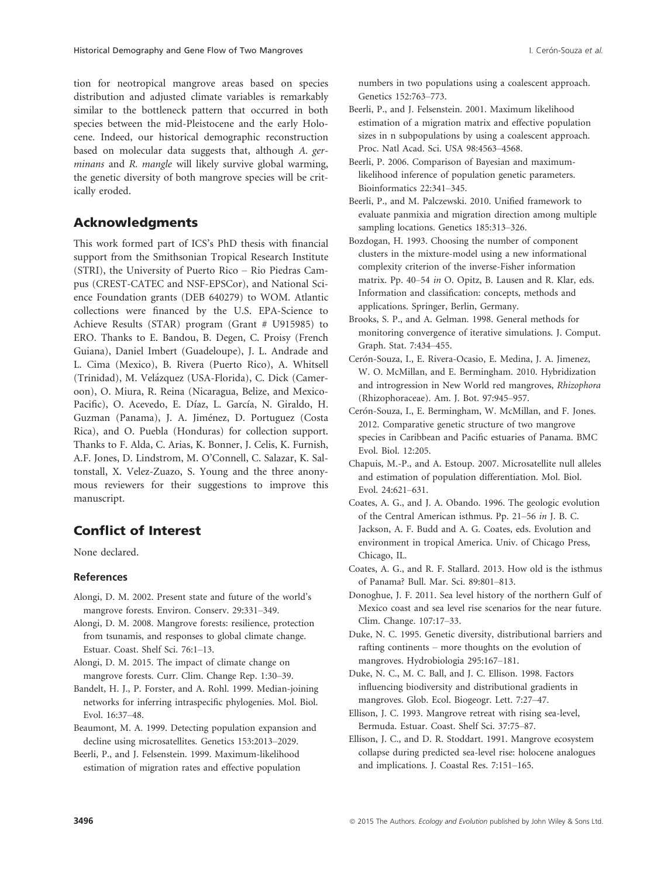tion for neotropical mangrove areas based on species distribution and adjusted climate variables is remarkably similar to the bottleneck pattern that occurred in both species between the mid-Pleistocene and the early Holocene. Indeed, our historical demographic reconstruction based on molecular data suggests that, although *A. germinans* and *R. mangle* will likely survive global warming, the genetic diversity of both mangrove species will be critically eroded.

## Acknowledgments

This work formed part of ICS's PhD thesis with financial support from the Smithsonian Tropical Research Institute (STRI), the University of Puerto Rico – Rio Piedras Campus (CREST-CATEC and NSF-EPSCor), and National Science Foundation grants (DEB 640279) to WOM. Atlantic collections were financed by the U.S. EPA-Science to Achieve Results (STAR) program (Grant # U915985) to ERO. Thanks to E. Bandou, B. Degen, C. Proisy (French Guiana), Daniel Imbert (Guadeloupe), J. L. Andrade and L. Cima (Mexico), B. Rivera (Puerto Rico), A. Whitsell (Trinidad), M. Velázquez (USA-Florida), C. Dick (Cameroon), O. Miura, R. Reina (Nicaragua, Belize, and Mexico-Pacific), O. Acevedo, E. Díaz, L. García, N. Giraldo, H. Guzman (Panama), J. A. Jiménez, D. Portuguez (Costa Rica), and O. Puebla (Honduras) for collection support. Thanks to F. Alda, C. Arias, K. Bonner, J. Celis, K. Furnish, A.F. Jones, D. Lindstrom, M. O'Connell, C. Salazar, K. Saltonstall, X. Velez-Zuazo, S. Young and the three anonymous reviewers for their suggestions to improve this manuscript.

## Conflict of Interest

None declared.

### References

Alongi, D. M. 2002. Present state and future of the world's mangrove forests. Environ. Conserv. 29:331–349.

Alongi, D. M. 2008. Mangrove forests: resilience, protection from tsunamis, and responses to global climate change. Estuar. Coast. Shelf Sci. 76:1–13.

Alongi, D. M. 2015. The impact of climate change on mangrove forests. Curr. Clim. Change Rep. 1:30–39.

Bandelt, H. J., P. Forster, and A. Rohl. 1999. Median-joining networks for inferring intraspecific phylogenies. Mol. Biol. Evol. 16:37–48.

Beaumont, M. A. 1999. Detecting population expansion and decline using microsatellites. Genetics 153:2013–2029.

Beerli, P., and J. Felsenstein. 1999. Maximum-likelihood estimation of migration rates and effective population numbers in two populations using a coalescent approach. Genetics 152:763–773.

Beerli, P., and J. Felsenstein. 2001. Maximum likelihood estimation of a migration matrix and effective population sizes in n subpopulations by using a coalescent approach. Proc. Natl Acad. Sci. USA 98:4563–4568.

Beerli, P. 2006. Comparison of Bayesian and maximum-likelihood inference of population genetic parameters. Bioinformatics 22:341–345.

Beerli, P., and M. Palczewski. 2010. Unified framework to evaluate panmixia and migration direction among multiple sampling locations. Genetics 185:313–326.

Bozdogan, H. 1993. Choosing the number of component clusters in the mixture-model using a new informational complexity criterion of the inverse-Fisher information matrix. Pp. 40–54 *in* O. Opitz, B. Lausen and R. Klar, eds. Information and classification: concepts, methods and applications. Springer, Berlin, Germany.

Brooks, S. P., and A. Gelman. 1998. General methods for monitoring convergence of iterative simulations. J. Comput. Graph. Stat. 7:434–455.

Cerón-Souza, I., E. Rivera-Ocasio, E. Medina, J. A. Jimenez, W. O. McMillan, and E. Bermingham. 2010. Hybridization and introgression in New World red mangroves, *Rhizophora* (Rhizophoraceae). Am. J. Bot. 97:945–957.

Cerón-Souza, I., E. Bermingham, W. McMillan, and F. Jones. 2012. Comparative genetic structure of two mangrove species in Caribbean and Pacific estuaries of Panama. BMC Evol. Biol. 12:205.

Chapuis, M.-P., and A. Estoup. 2007. Microsatellite null alleles and estimation of population differentiation. Mol. Biol. Evol. 24:621–631.

Coates, A. G., and J. A. Obando. 1996. The geologic evolution of the Central American isthmus. Pp. 21–56 *in* J. B. C. Jackson, A. F. Budd and A. G. Coates, eds. Evolution and environment in tropical America. Univ. of Chicago Press, Chicago, IL.

Coates, A. G., and R. F. Stallard. 2013. How old is the isthmus of Panama? Bull. Mar. Sci. 89:801–813.

Donoghue, J. F. 2011. Sea level history of the northern Gulf of Mexico coast and sea level rise scenarios for the near future. Clim. Change. 107:17–33.

Duke, N. C. 1995. Genetic diversity, distributional barriers and rafting continents – more thoughts on the evolution of mangroves. Hydrobiologia 295:167–181.

Duke, N. C., M. C. Ball, and J. C. Ellison. 1998. Factors influencing biodiversity and distributional gradients in mangroves. Glob. Ecol. Biogeogr. Lett. 7:27–47.

Ellison, J. C. 1993. Mangrove retreat with rising sea-level, Bermuda. Estuar. Coast. Shelf Sci. 37:75–87.

Ellison, J. C., and D. R. Stoddart. 1991. Mangrove ecosystem collapse during predicted sea-level rise: holocene analogues and implications. J. Coastal Res. 7:151–165.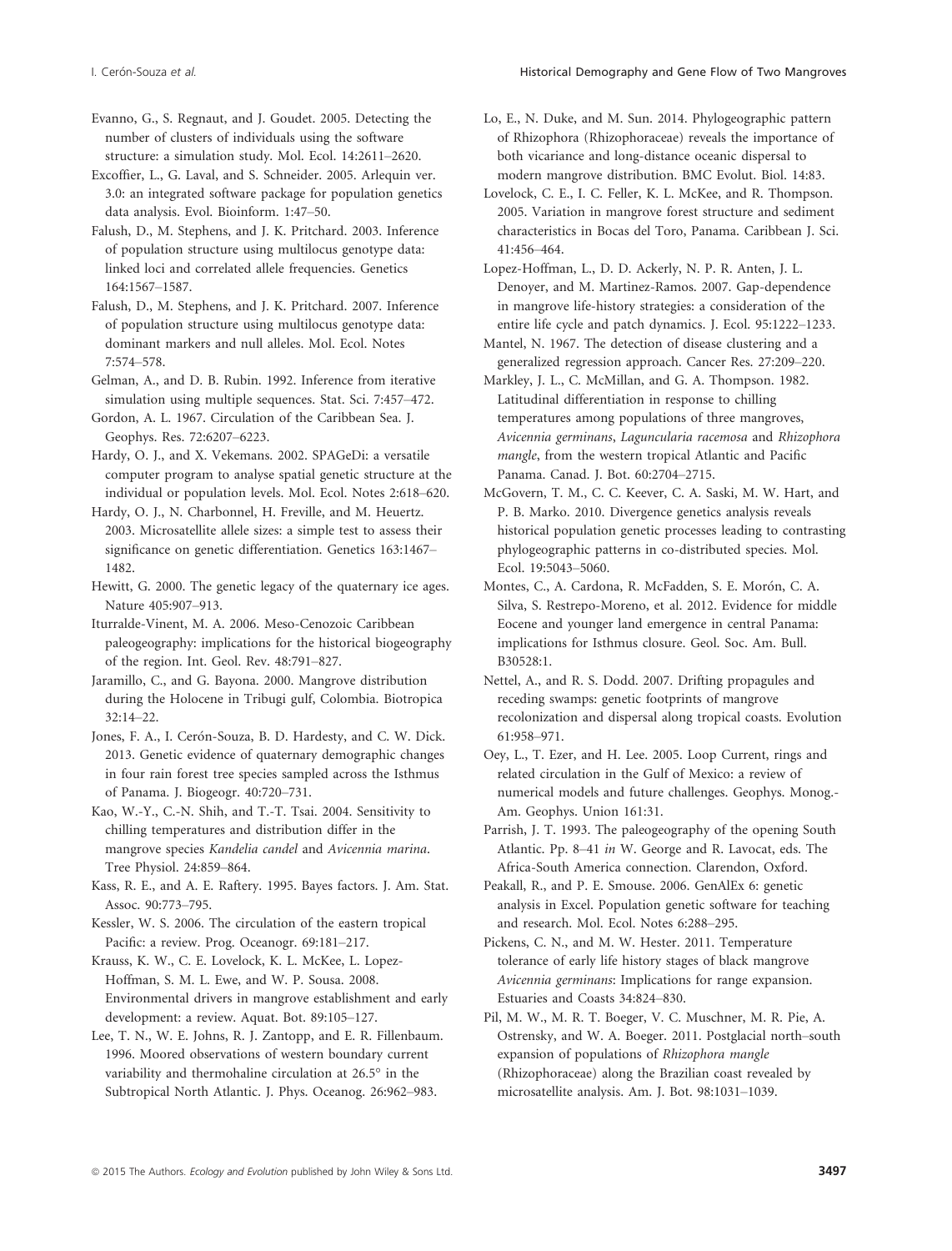Evanno, G., S. Regnaut, and J. Goudet. 2005. Detecting the number of clusters of individuals using the software structure: a simulation study. Mol. Ecol. 14:2611–2620.

Excoffier, L., G. Laval, and S. Schneider. 2005. Arlequin ver. 3.0: an integrated software package for population genetics data analysis. Evol. Bioinform. 1:47–50.

Falush, D., M. Stephens, and J. K. Pritchard. 2003. Inference of population structure using multilocus genotype data: linked loci and correlated allele frequencies. Genetics 164:1567–1587.

Falush, D., M. Stephens, and J. K. Pritchard. 2007. Inference of population structure using multilocus genotype data: dominant markers and null alleles. Mol. Ecol. Notes 7:574–578.

Gelman, A., and D. B. Rubin. 1992. Inference from iterative simulation using multiple sequences. Stat. Sci. 7:457–472.

Gordon, A. L. 1967. Circulation of the Caribbean Sea. J. Geophys. Res. 72:6207–6223.

Hardy, O. J., and X. Vekemans. 2002. SPAGeDi: a versatile computer program to analyse spatial genetic structure at the individual or population levels. Mol. Ecol. Notes 2:618–620.

Hardy, O. J., N. Charbonnel, H. Freville, and M. Heuertz. 2003. Microsatellite allele sizes: a simple test to assess their significance on genetic differentiation. Genetics 163:1467–1482.

Hewitt, G. 2000. The genetic legacy of the quaternary ice ages. Nature 405:907–913.

Iturralde-Vinent, M. A. 2006. Meso-Cenozoic Caribbean paleogeography: implications for the historical biogeography of the region. Int. Geol. Rev. 48:791–827.

Jaramillo, C., and G. Bayona. 2000. Mangrove distribution during the Holocene in Tribugi gulf, Colombia. Biotropica 32:14–22.

Jones, F. A., I. Cerón-Souza, B. D. Hardesty, and C. W. Dick. 2013. Genetic evidence of quaternary demographic changes in four rain forest tree species sampled across the Isthmus of Panama. J. Biogeogr. 40:720–731.

Kao, W.-Y., C.-N. Shih, and T.-T. Tsai. 2004. Sensitivity to chilling temperatures and distribution differ in the mangrove species *Kandelia candel* and *Avicennia marina*. Tree Physiol. 24:859–864.

Kass, R. E., and A. E. Raftery. 1995. Bayes factors. J. Am. Stat. Assoc. 90:773–795.

Kessler, W. S. 2006. The circulation of the eastern tropical Pacific: a review. Prog. Oceanogr. 69:181–217.

Krauss, K. W., C. E. Lovelock, K. L. McKee, L. Lopez-Hoffman, S. M. L. Ewe, and W. P. Sousa. 2008. Environmental drivers in mangrove establishment and early development: a review. Aquat. Bot. 89:105–127.

Lee, T. N., W. E. Johns, R. J. Zantopp, and E. R. Fillenbaum. 1996. Moored observations of western boundary current variability and thermohaline circulation at 26.5° in the Subtropical North Atlantic. J. Phys. Oceanog. 26:962–983.

Lo, E., N. Duke, and M. Sun. 2014. Phylogeographic pattern of Rhizophora (Rhizophoraceae) reveals the importance of both vicariance and long-distance oceanic dispersal to modern mangrove distribution. BMC Evolut. Biol. 14:83.

Lovelock, C. E., I. C. Feller, K. L. McKee, and R. Thompson. 2005. Variation in mangrove forest structure and sediment characteristics in Bocas del Toro, Panama. Caribbean J. Sci. 41:456–464.

Lopez-Hoffman, L., D. D. Ackerly, N. P. R. Anten, J. L. Denoyer, and M. Martinez-Ramos. 2007. Gap-dependence in mangrove life-history strategies: a consideration of the entire life cycle and patch dynamics. J. Ecol. 95:1222–1233.

Mantel, N. 1967. The detection of disease clustering and a generalized regression approach. Cancer Res. 27:209–220.

Markley, J. L., C. McMillan, and G. A. Thompson. 1982. Latitudinal differentiation in response to chilling temperatures among populations of three mangroves, *Avicennia germinans*, *Laguncularia racemosa* and *Rhizophora mangle*, from the western tropical Atlantic and Pacific Panama. Canad. J. Bot. 60:2704–2715.

McGovern, T. M., C. C. Keever, C. A. Saski, M. W. Hart, and P. B. Marko. 2010. Divergence genetics analysis reveals historical population genetic processes leading to contrasting phylogeographic patterns in co-distributed species. Mol. Ecol. 19:5043–5060.

Montes, C., A. Cardona, R. McFadden, S. E. Morón, C. A. Silva, S. Restrepo-Moreno, et al. 2012. Evidence for middle Eocene and younger land emergence in central Panama: implications for Isthmus closure. Geol. Soc. Am. Bull. B30528:1.

Nettel, A., and R. S. Dodd. 2007. Drifting propagules and receding swamps: genetic footprints of mangrove recolonization and dispersal along tropical coasts. Evolution 61:958–971.

Oey, L., T. Ezer, and H. Lee. 2005. Loop Current, rings and related circulation in the Gulf of Mexico: a review of numerical models and future challenges. Geophys. Monog.-Am. Geophys. Union 161:31.

Parrish, J. T. 1993. The paleogeography of the opening South Atlantic. Pp. 8–41 *in* W. George and R. Lavocat, eds. The Africa-South America connection. Clarendon, Oxford.

Peakall, R., and P. E. Smouse. 2006. GenAlEx 6: genetic analysis in Excel. Population genetic software for teaching and research. Mol. Ecol. Notes 6:288–295.

Pickens, C. N., and M. W. Hester. 2011. Temperature tolerance of early life history stages of black mangrove *Avicennia germinans*: Implications for range expansion. Estuaries and Coasts 34:824–830.

Pil, M. W., M. R. T. Boeger, V. C. Muschner, M. R. Pie, A. Ostrensky, and W. A. Boeger. 2011. Postglacial north–south expansion of populations of *Rhizophora mangle* (Rhizophoraceae) along the Brazilian coast revealed by microsatellite analysis. Am. J. Bot. 98:1031–1039.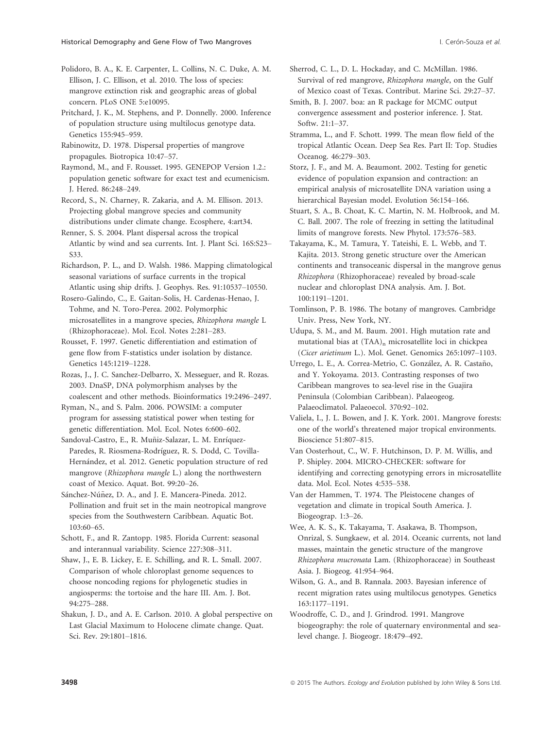Polidoro, B. A., K. E. Carpenter, L. Collins, N. C. Duke, A. M. Ellison, J. C. Ellison, et al. 2010. The loss of species: mangrove extinction risk and geographic areas of global concern. PLoS ONE 5:e10095.

Pritchard, J. K., M. Stephens, and P. Donnelly. 2000. Inference of population structure using multilocus genotype data. Genetics 155:945–959.

Rabinowitz, D. 1978. Dispersal properties of mangrove propagules. Biotropica 10:47–57.

Raymond, M., and F. Rousset. 1995. GENEPOP Version 1.2.: population genetic software for exact test and ecumenicism. J. Hered. 86:248–249.

Record, S., N. Charney, R. Zakaria, and A. M. Ellison. 2013. Projecting global mangrove species and community distributions under climate change. Ecosphere, 4:art34.

Renner, S. S. 2004. Plant dispersal across the tropical Atlantic by wind and sea currents. Int. J. Plant Sci. 16S:S23–S33.

Richardson, P. L., and D. Walsh. 1986. Mapping climatological seasonal variations of surface currents in the tropical Atlantic using ship drifts. J. Geophys. Res. 91:10537–10550.

Rosero-Galindo, C., E. Gaitan-Solis, H. Cardenas-Henao, J. Tohme, and N. Toro-Perea. 2002. Polymorphic microsatellites in a mangrove species, *Rhizophora mangle* L (Rhizophoraceae). Mol. Ecol. Notes 2:281–283.

Rousset, F. 1997. Genetic differentiation and estimation of gene flow from F-statistics under isolation by distance. Genetics 145:1219–1228.

Rozas, J., J. C. Sanchez-Delbarro, X. Messeguer, and R. Rozas. 2003. DnaSP, DNA polymorphism analyses by the coalescent and other methods. Bioinformatics 19:2496–2497.

Ryman, N., and S. Palm. 2006. POWSIM: a computer program for assessing statistical power when testing for genetic differentiation. Mol. Ecol. Notes 6:600–602.

Sandoval-Castro, E., R. Muñiz-Salazar, L. M. Enríquez-Paredes, R. Riosmena-Rodríguez, R. S. Dodd, C. Tovilla-Hernández, et al. 2012. Genetic population structure of red mangrove (*Rhizophora mangle* L.) along the northwestern coast of Mexico. Aquat. Bot. 99:20–26.

Sánchez-Núñez, D. A., and J. E. Mancera-Pineda. 2012. Pollination and fruit set in the main neotropical mangrove species from the Southwestern Caribbean. Aquatic Bot. 103:60–65.

Schott, F., and R. Zantopp. 1985. Florida Current: seasonal and interannual variability. Science 227:308–311.

Shaw, J., E. B. Lickey, E. E. Schilling, and R. L. Small. 2007. Comparison of whole chloroplast genome sequences to choose noncoding regions for phylogenetic studies in angiosperms: the tortoise and the hare III. Am. J. Bot. 94:275–288.

Shakun, J. D., and A. E. Carlson. 2010. A global perspective on Last Glacial Maximum to Holocene climate change. Quat. Sci. Rev. 29:1801–1816.

Sherrod, C. L., D. L. Hockaday, and C. McMillan. 1986. Survival of red mangrove, *Rhizophora mangle*, on the Gulf of Mexico coast of Texas. Contribut. Marine Sci. 29:27–37.

Smith, B. J. 2007. boa: an R package for MCMC output convergence assessment and posterior inference. J. Stat. Softw. 21:1–37.

Stramma, L., and F. Schott. 1999. The mean flow field of the tropical Atlantic Ocean. Deep Sea Res. Part II: Top. Studies Oceanog. 46:279–303.

Storz, J. F., and M. A. Beaumont. 2002. Testing for genetic evidence of population expansion and contraction: an empirical analysis of microsatellite DNA variation using a hierarchical Bayesian model. Evolution 56:154–166.

Stuart, S. A., B. Choat, K. C. Martin, N. M. Holbrook, and M. C. Ball. 2007. The role of freezing in setting the latitudinal limits of mangrove forests. New Phytol. 173:576–583.

Takayama, K., M. Tamura, Y. Tateishi, E. L. Webb, and T. Kajita. 2013. Strong genetic structure over the American continents and transoceanic dispersal in the mangrove genus *Rhizophora* (Rhizophoraceae) revealed by broad-scale nuclear and chloroplast DNA analysis. Am. J. Bot. 100:1191–1201.

Tomlinson, P. B. 1986. The botany of mangroves. Cambridge Univ. Press, New York, NY.

Udupa, S. M., and M. Baum. 2001. High mutation rate and mutational bias at $(TAA)_n$ microsatellite loci in chickpea (*Cicer arietinum* L.). Mol. Genet. Genomics 265:1097–1103.

Urrego, L. E., A. Correa-Metrio, C. González, A. R. Castaño, and Y. Yokoyama. 2013. Contrasting responses of two Caribbean mangroves to sea-level rise in the Guajira Peninsula (Colombian Caribbean). Palaeogeog. Palaeoclimatol. Palaeoecol. 370:92–102.

Valiela, I., J. L. Bowen, and J. K. York. 2001. Mangrove forests: one of the world's threatened major tropical environments. Bioscience 51:807–815.

Van Oosterhout, C., W. F. Hutchinson, D. P. M. Willis, and P. Shipley. 2004. MICRO-CHECKER: software for identifying and correcting genotyping errors in microsatellite data. Mol. Ecol. Notes 4:535–538.

Van der Hammen, T. 1974. The Pleistocene changes of vegetation and climate in tropical South America. J. Biogeograp. 1:3–26.

Wee, A. K. S., K. Takayama, T. Asakawa, B. Thompson, Onrizal, S. Sungkaew, et al. 2014. Oceanic currents, not land masses, maintain the genetic structure of the mangrove *Rhizophora mucronata* Lam. (Rhizophoraceae) in Southeast Asia. J. Biogeog. 41:954–964.

Wilson, G. A., and B. Rannala. 2003. Bayesian inference of recent migration rates using multilocus genotypes. Genetics 163:1177–1191.

Woodroffe, C. D., and J. Grindrod. 1991. Mangrove biogeography: the role of quaternary environmental and sea-level change. J. Biogeogr. 18:479–492.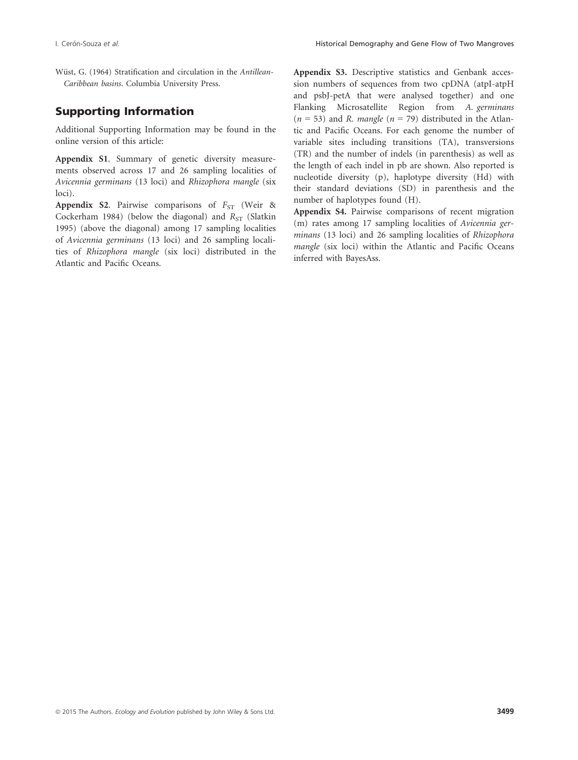Wüst, G. (1964) Stratification and circulation in the *Antillean-Caribbean basins*. Columbia University Press.

## Supporting Information

Additional Supporting Information may be found in the online version of this article:

**Appendix S1**. Summary of genetic diversity measurements observed across 17 and 26 sampling localities of *Avicennia germinans* (13 loci) and *Rhizophora mangle* (six loci).

**Appendix S2**. Pairwise comparisons of $F_{ST}$ (Weir & Cockerham 1984) (below the diagonal) and $R_{ST}$ (Slatkin 1995) (above the diagonal) among 17 sampling localities of *Avicennia germinans* (13 loci) and 26 sampling localities of *Rhizophora mangle* (six loci) distributed in the Atlantic and Pacific Oceans.

**Appendix S3.** Descriptive statistics and Genbank accession numbers of sequences from two cpDNA (atpI-atpH and psbJ-petA that were analysed together) and one Flanking Microsatellite Region from *A. germinans* ($n = 53$) and *R. mangle* ($n = 79$) distributed in the Atlantic and Pacific Oceans. For each genome the number of variable sites including transitions (TA), transversions (TR) and the number of indels (in parenthesis) as well as the length of each indel in pb are shown. Also reported is nucleotide diversity (p), haplotype diversity (Hd) with their standard deviations (SD) in parenthesis and the number of haplotypes found (H).

**Appendix S4.** Pairwise comparisons of recent migration (m) rates among 17 sampling localities of *Avicennia germinans* (13 loci) and 26 sampling localities of *Rhizophora mangle* (six loci) within the Atlantic and Pacific Oceans inferred with BayesAss.